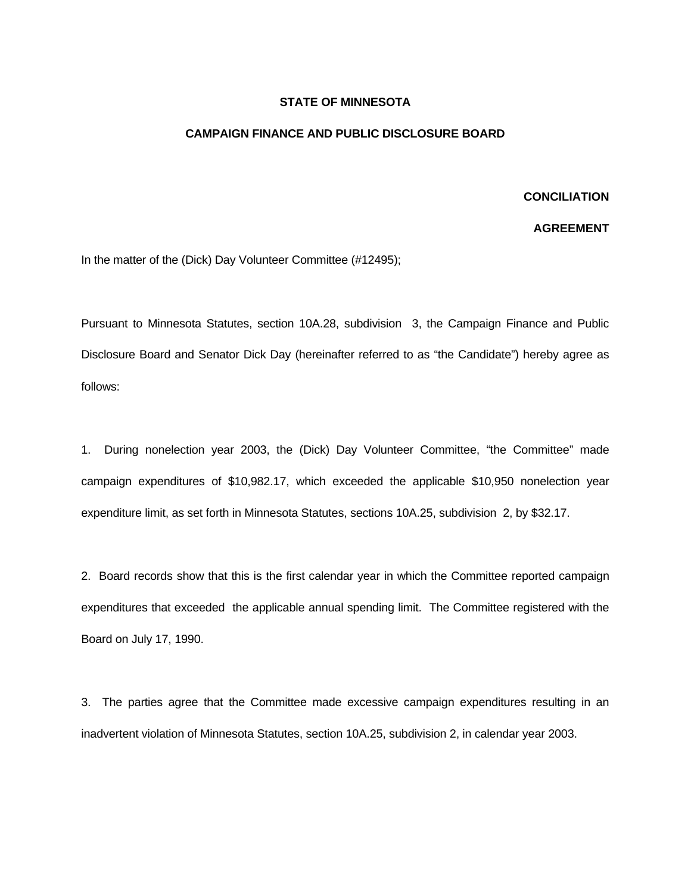**STATE OF MINNESOTA**

**CAMPAIGN FINANCE AND PUBLIC DISCLOSURE BOARD**

**CONCILIATION**

**AGREEMENT**

In the matter of the (Dick) Day Volunteer Committee (#12495);

Pursuant to Minnesota Statutes, section 10A.28, subdivision 3, the Campaign Finance and Public Disclosure Board and Senator Dick Day (hereinafter referred to as "the Candidate") hereby agree as follows:

1. During nonelection year 2003, the (Dick) Day Volunteer Committee, "the Committee" made campaign expenditures of $10,982.17, which exceeded the applicable $10,950 nonelection year expenditure limit, as set forth in Minnesota Statutes, sections 10A.25, subdivision 2, by $32.17.

2. Board records show that this is the first calendar year in which the Committee reported campaign expenditures that exceeded the applicable annual spending limit. The Committee registered with the Board on July 17, 1990.

3. The parties agree that the Committee made excessive campaign expenditures resulting in an inadvertent violation of Minnesota Statutes, section 10A.25, subdivision 2, in calendar year 2003.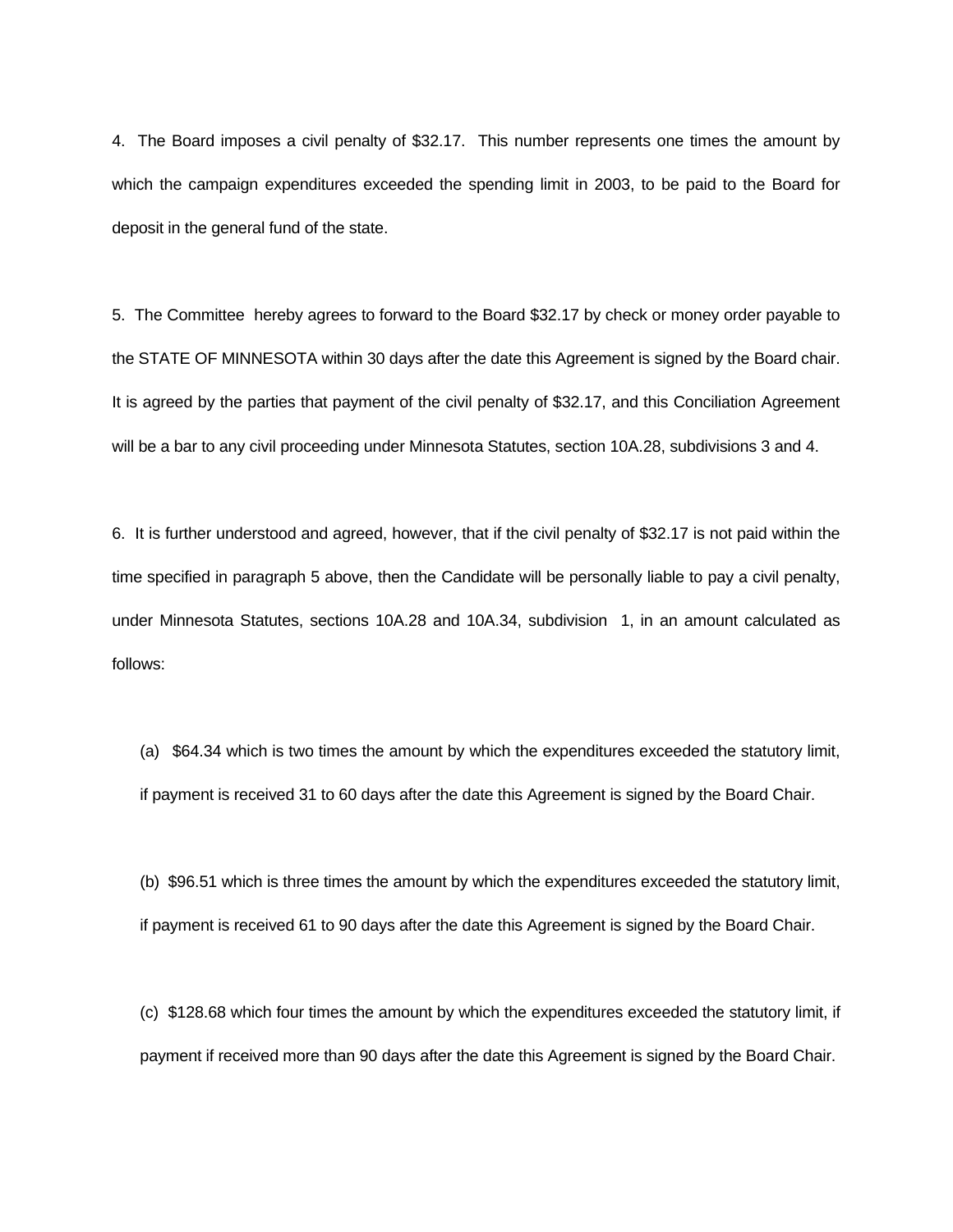4. The Board imposes a civil penalty of $32.17. This number represents one times the amount by which the campaign expenditures exceeded the spending limit in 2003, to be paid to the Board for deposit in the general fund of the state.

5. The Committee hereby agrees to forward to the Board $32.17 by check or money order payable to the STATE OF MINNESOTA within 30 days after the date this Agreement is signed by the Board chair. It is agreed by the parties that payment of the civil penalty of $32.17, and this Conciliation Agreement will be a bar to any civil proceeding under Minnesota Statutes, section 10A.28, subdivisions 3 and 4.

6. It is further understood and agreed, however, that if the civil penalty of $32.17 is not paid within the time specified in paragraph 5 above, then the Candidate will be personally liable to pay a civil penalty, under Minnesota Statutes, sections 10A.28 and 10A.34, subdivision 1, in an amount calculated as follows:

(a) $64.34 which is two times the amount by which the expenditures exceeded the statutory limit, if payment is received 31 to 60 days after the date this Agreement is signed by the Board Chair.

(b) $96.51 which is three times the amount by which the expenditures exceeded the statutory limit, if payment is received 61 to 90 days after the date this Agreement is signed by the Board Chair.

(c) $128.68 which four times the amount by which the expenditures exceeded the statutory limit, if payment if received more than 90 days after the date this Agreement is signed by the Board Chair.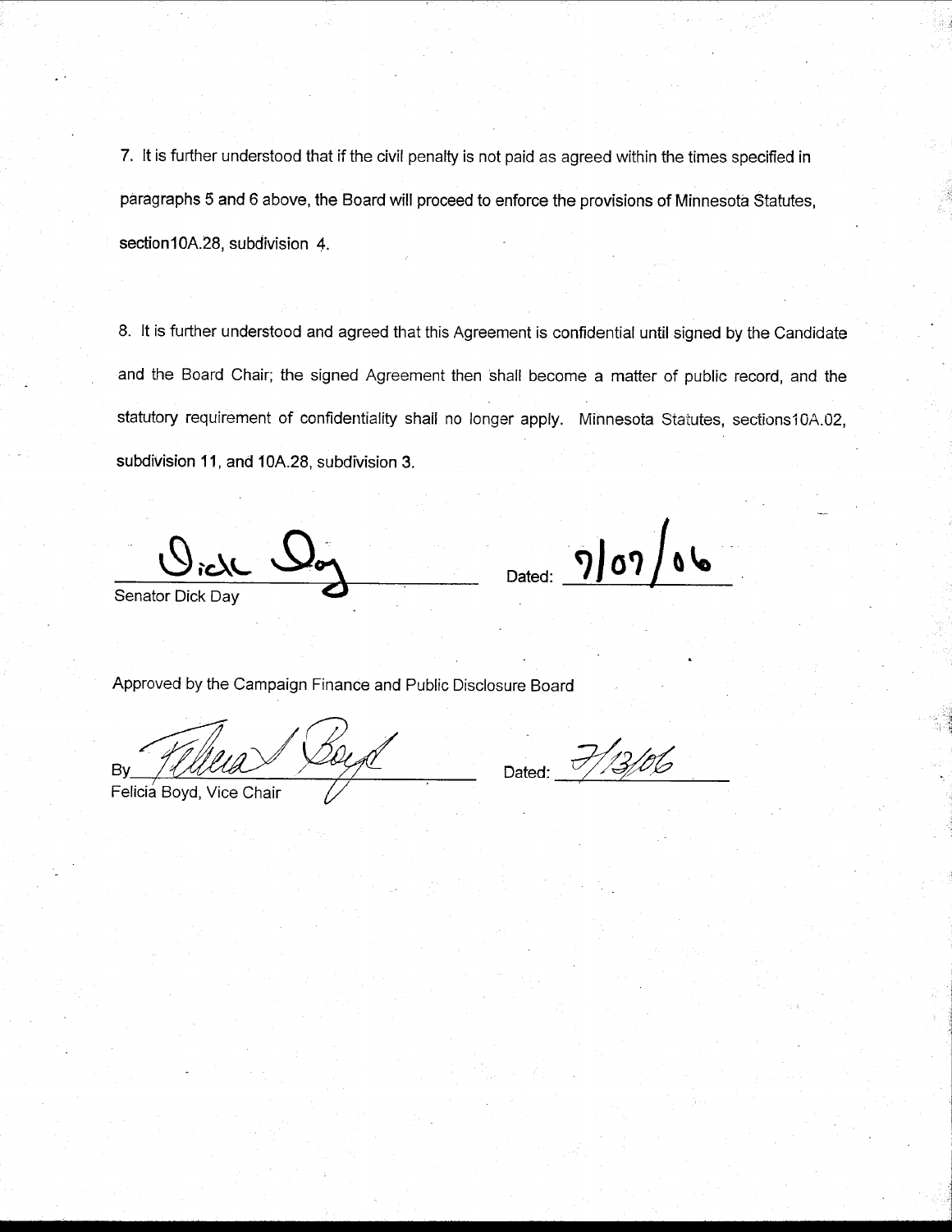7. It is further understood that if the civil penalty is not paid as agreed within the times specified in paragraphs 5 and 6 above, the Board will proceed to enforce the provisions of Minnesota Statutes, section10A.28, subdivision 4.

8. It is further understood and agreed that this Agreement is confidential until signed by the Candidate and the Board Chair; the signed Agreement then shall become a matter of public record, and the statutory requirement of confidentiality shall no longer apply. Minnesota Statutes, sections10A.02, subdivision 11, and 10A.28, subdivision 3.

Dick Day
Senator Dick Day

Dated: 7/07/06

Approved by the Campaign Finance and Public Disclosure Board

By Felicia Boyd
Felicia Boyd, Vice Chair

Dated: 7/13/06